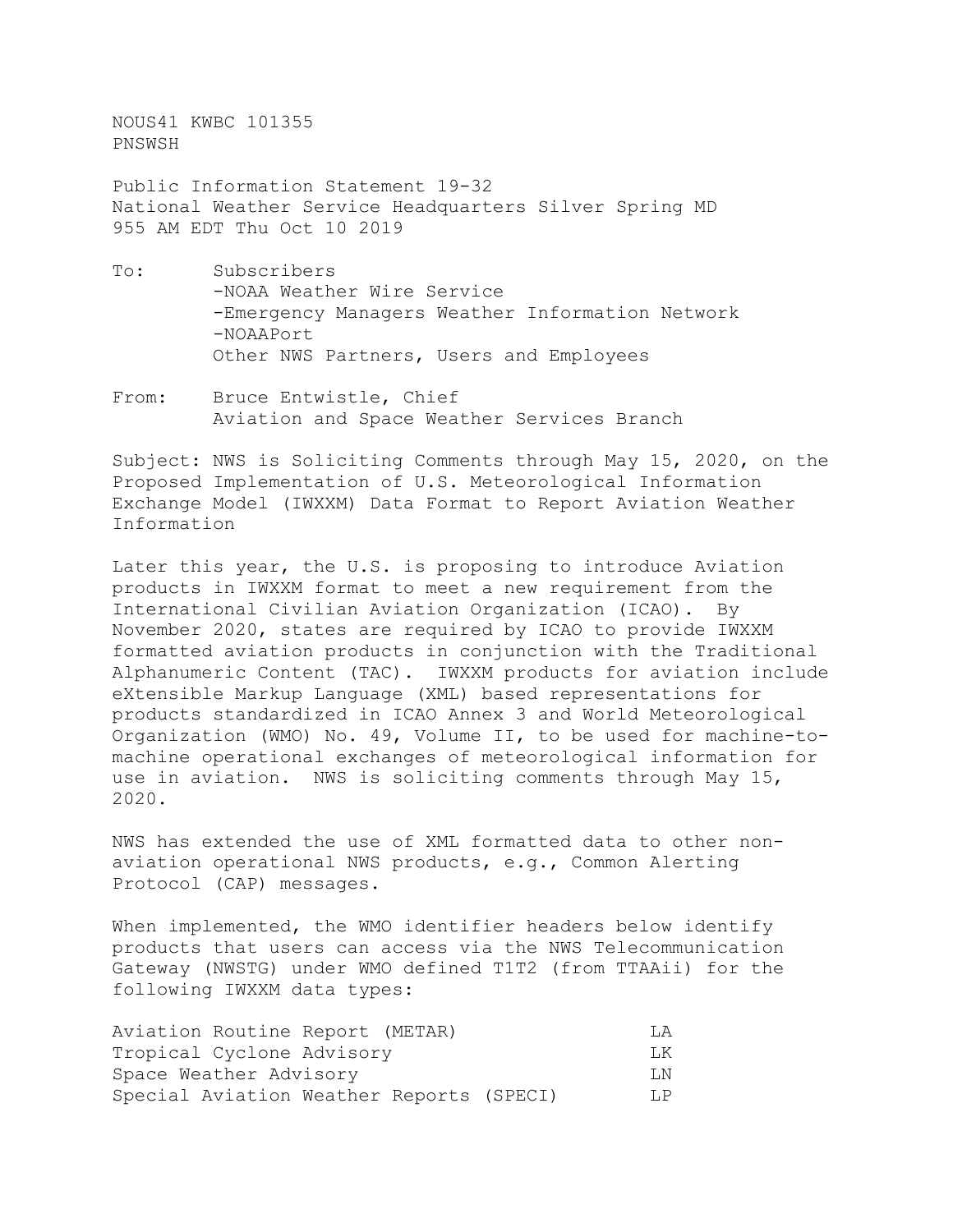NOUS41 KWBC 101355
PNSWSH

Public Information Statement 19-32
National Weather Service Headquarters Silver Spring MD
955 AM EDT Thu Oct 10 2019

To: Subscribers
-NOAA Weather Wire Service
-Emergency Managers Weather Information Network
-NOAAPort
Other NWS Partners, Users and Employees

From: Bruce Entwistle, Chief
Aviation and Space Weather Services Branch

Subject: NWS is Soliciting Comments through May 15, 2020, on the Proposed Implementation of U.S. Meteorological Information Exchange Model (IWXXM) Data Format to Report Aviation Weather Information

Later this year, the U.S. is proposing to introduce Aviation products in IWXXM format to meet a new requirement from the International Civilian Aviation Organization (ICAO). By November 2020, states are required by ICAO to provide IWXXM formatted aviation products in conjunction with the Traditional Alphanumeric Content (TAC). IWXXM products for aviation include eXtensible Markup Language (XML) based representations for products standardized in ICAO Annex 3 and World Meteorological Organization (WMO) No. 49, Volume II, to be used for machine-to-machine operational exchanges of meteorological information for use in aviation. NWS is soliciting comments through May 15, 2020.

NWS has extended the use of XML formatted data to other non-aviation operational NWS products, e.g., Common Alerting Protocol (CAP) messages.

When implemented, the WMO identifier headers below identify products that users can access via the NWS Telecommunication Gateway (NWSTG) under WMO defined T1T2 (from TTAAii) for the following IWXXM data types:

| | |
|---|---|
| Aviation Routine Report (METAR) | LA |
| Tropical Cyclone Advisory | LK |
| Space Weather Advisory | LN |
| Special Aviation Weather Reports (SPECI) | LP |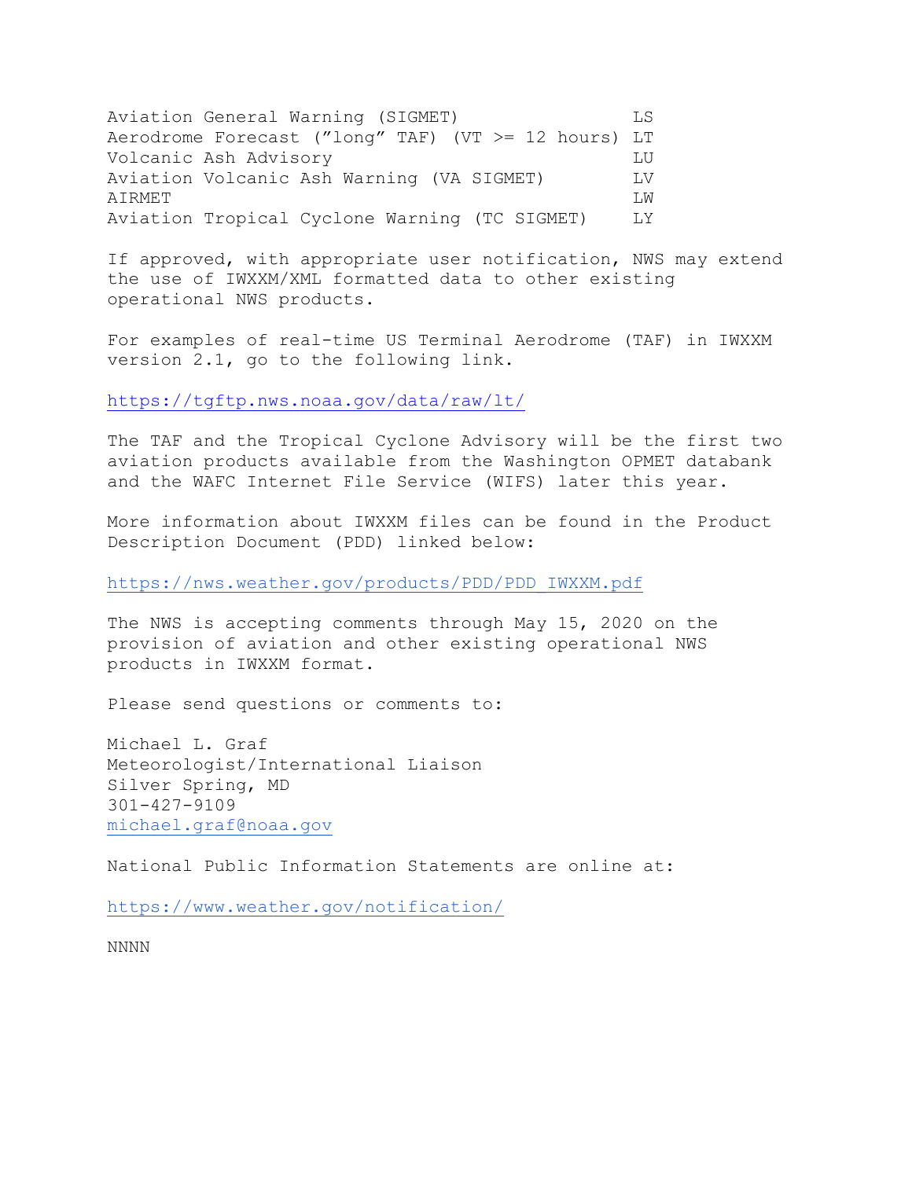| | |
|---|---|
| Aviation General Warning (SIGMET) | LS |
| Aerodrome Forecast ("long" TAF) (VT >= 12 hours) | LT |
| Volcanic Ash Advisory | LU |
| Aviation Volcanic Ash Warning (VA SIGMET) | LV |
| AIRMET | LW |
| Aviation Tropical Cyclone Warning (TC SIGMET) | LY |

If approved, with appropriate user notification, NWS may extend the use of IWXXM/XML formatted data to other existing operational NWS products.

For examples of real-time US Terminal Aerodrome (TAF) in IWXXM version 2.1, go to the following link.

https://tgftp.nws.noaa.gov/data/raw/lt/

The TAF and the Tropical Cyclone Advisory will be the first two aviation products available from the Washington OPMET databank and the WAFC Internet File Service (WIFS) later this year.

More information about IWXXM files can be found in the Product Description Document (PDD) linked below:

https://nws.weather.gov/products/PDD/PDD_IWXXM.pdf

The NWS is accepting comments through May 15, 2020 on the provision of aviation and other existing operational NWS products in IWXXM format.

Please send questions or comments to:

Michael L. Graf
Meteorologist/International Liaison
Silver Spring, MD
301-427-9109
michael.graf@noaa.gov

National Public Information Statements are online at:

https://www.weather.gov/notification/

NNNN